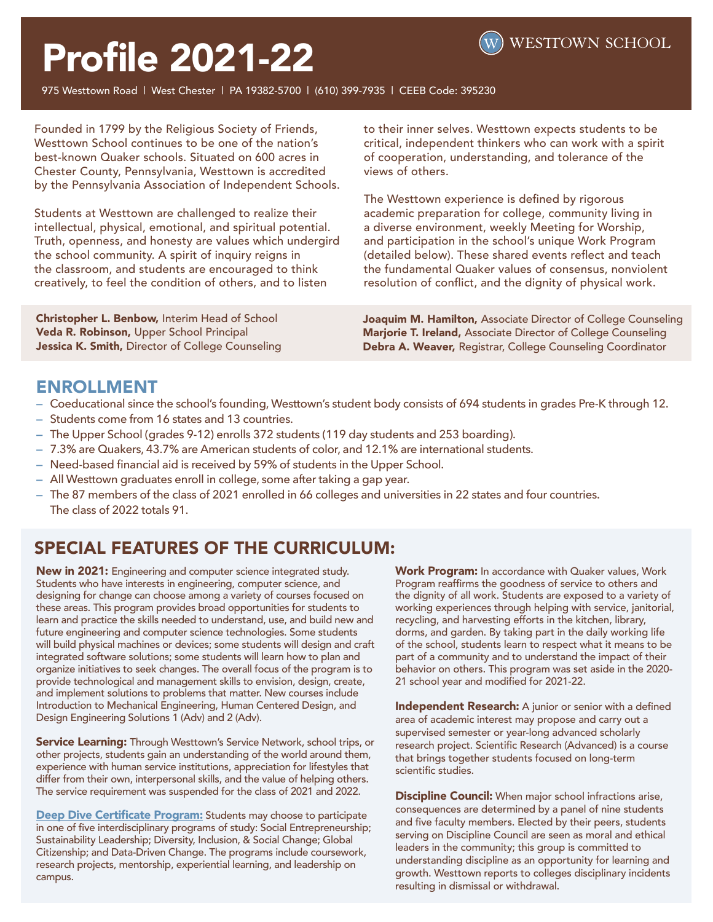# Profile 2021-22

WESTTOWN SCHOOL

975 Westtown Road | West Chester | PA 19382-5700 | (610) 399-7935 | CEEB Code: 395230

Founded in 1799 by the Religious Society of Friends, Westtown School continues to be one of the nation's best-known Quaker schools. Situated on 600 acres in Chester County, Pennsylvania, Westtown is accredited by the Pennsylvania Association of Independent Schools.

Students at Westtown are challenged to realize their intellectual, physical, emotional, and spiritual potential. Truth, openness, and honesty are values which undergird the school community. A spirit of inquiry reigns in the classroom, and students are encouraged to think creatively, to feel the condition of others, and to listen to their inner selves. Westtown expects students to be critical, independent thinkers who can work with a spirit of cooperation, understanding, and tolerance of the views of others.

The Westtown experience is defined by rigorous academic preparation for college, community living in a diverse environment, weekly Meeting for Worship, and participation in the school's unique Work Program (detailed below). These shared events reflect and teach the fundamental Quaker values of consensus, nonviolent resolution of conflict, and the dignity of physical work.

**Christopher L. Benbow,** Interim Head of School
**Veda R. Robinson,** Upper School Principal
**Jessica K. Smith,** Director of College Counseling
**Joaquim M. Hamilton,** Associate Director of College Counseling
**Marjorie T. Ireland,** Associate Director of College Counseling
**Debra A. Weaver,** Registrar, College Counseling Coordinator

## ENROLLMENT

- Coeducational since the school's founding, Westtown's student body consists of 694 students in grades Pre-K through 12.
- Students come from 16 states and 13 countries.
- The Upper School (grades 9-12) enrolls 372 students (119 day students and 253 boarding).
- 7.3% are Quakers, 43.7% are American students of color, and 12.1% are international students.
- Need-based financial aid is received by 59% of students in the Upper School.
- All Westtown graduates enroll in college, some after taking a gap year.
- The 87 members of the class of 2021 enrolled in 66 colleges and universities in 22 states and four countries. The class of 2022 totals 91.

## SPECIAL FEATURES OF THE CURRICULUM:

**New in 2021:** Engineering and computer science integrated study. Students who have interests in engineering, computer science, and designing for change can choose among a variety of courses focused on these areas. This program provides broad opportunities for students to learn and practice the skills needed to understand, use, and build new and future engineering and computer science technologies. Some students will build physical machines or devices; some students will design and craft integrated software solutions; some students will learn how to plan and organize initiatives to seek changes. The overall focus of the program is to provide technological and management skills to envision, design, create, and implement solutions to problems that matter. New courses include Introduction to Mechanical Engineering, Human Centered Design, and Design Engineering Solutions 1 (Adv) and 2 (Adv).

**Service Learning:** Through Westtown's Service Network, school trips, or other projects, students gain an understanding of the world around them, experience with human service institutions, appreciation for lifestyles that differ from their own, interpersonal skills, and the value of helping others. The service requirement was suspended for the class of 2021 and 2022.

**Deep Dive Certificate Program:** Students may choose to participate in one of five interdisciplinary programs of study: Social Entrepreneurship; Sustainability Leadership; Diversity, Inclusion, & Social Change; Global Citizenship; and Data-Driven Change. The programs include coursework, research projects, mentorship, experiential learning, and leadership on campus.

**Work Program:** In accordance with Quaker values, Work Program reaffirms the goodness of service to others and the dignity of all work. Students are exposed to a variety of working experiences through helping with service, janitorial, recycling, and harvesting efforts in the kitchen, library, dorms, and garden. By taking part in the daily working life of the school, students learn to respect what it means to be part of a community and to understand the impact of their behavior on others. This program was set aside in the 2020-21 school year and modified for 2021-22.

**Independent Research:** A junior or senior with a defined area of academic interest may propose and carry out a supervised semester or year-long advanced scholarly research project. Scientific Research (Advanced) is a course that brings together students focused on long-term scientific studies.

**Discipline Council:** When major school infractions arise, consequences are determined by a panel of nine students and five faculty members. Elected by their peers, students serving on Discipline Council are seen as moral and ethical leaders in the community; this group is committed to understanding discipline as an opportunity for learning and growth. Westtown reports to colleges disciplinary incidents resulting in dismissal or withdrawal.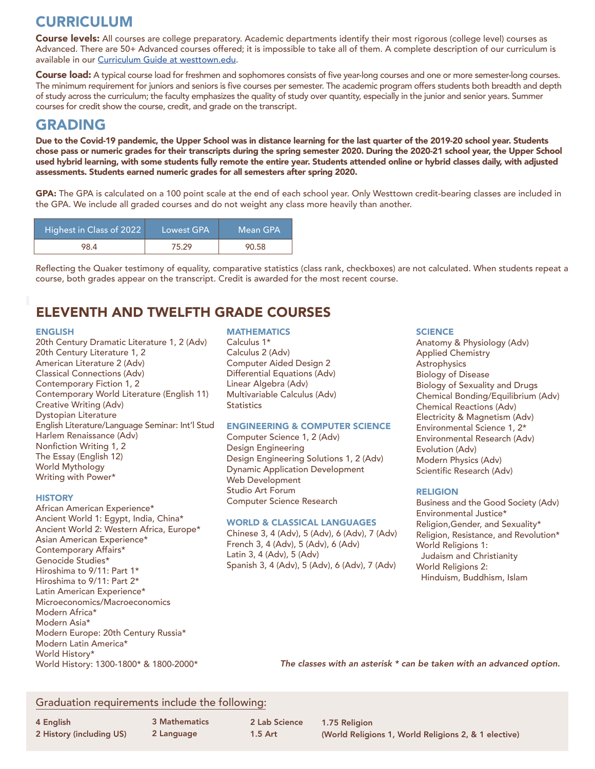# CURRICULUM

**Course levels:** All courses are college preparatory. Academic departments identify their most rigorous (college level) courses as Advanced. There are 50+ Advanced courses offered; it is impossible to take all of them. A complete description of our curriculum is available in our [Curriculum Guide at westtown.edu](westtown.edu).

**Course load:** A typical course load for freshmen and sophomores consists of five year-long courses and one or more semester-long courses. The minimum requirement for juniors and seniors is five courses per semester. The academic program offers students both breadth and depth of study across the curriculum; the faculty emphasizes the quality of study over quantity, especially in the junior and senior years. Summer courses for credit show the course, credit, and grade on the transcript.

# GRADING

**Due to the Covid-19 pandemic, the Upper School was in distance learning for the last quarter of the 2019-20 school year. Students chose pass or numeric grades for their transcripts during the spring semester 2020. During the 2020-21 school year, the Upper School used hybrid learning, with some students fully remote the entire year. Students attended online or hybrid classes daily, with adjusted assessments. Students earned numeric grades for all semesters after spring 2020.**

**GPA:** The GPA is calculated on a 100 point scale at the end of each school year. Only Westtown credit-bearing classes are included in the GPA. We include all graded courses and do not weight any class more heavily than another.

| Highest in Class of 2022 | Lowest GPA | Mean GPA |
|---|---|---|
| 98.4 | 75.29 | 90.58 |

Reflecting the Quaker testimony of equality, comparative statistics (class rank, checkboxes) are not calculated. When students repeat a course, both grades appear on the transcript. Credit is awarded for the most recent course.

# ELEVENTH AND TWELFTH GRADE COURSES

### ENGLISH
20th Century Dramatic Literature 1, 2 (Adv)
20th Century Literature 1, 2
American Literature 2 (Adv)
Classical Connections (Adv)
Contemporary Fiction 1, 2
Contemporary World Literature (English 11)
Creative Writing (Adv)
Dystopian Literature
English Literature/Language Seminar: Int'l Stud
Harlem Renaissance (Adv)
Nonfiction Writing 1, 2
The Essay (English 12)
World Mythology
Writing with Power*

### HISTORY
African American Experience*
Ancient World 1: Egypt, India, China*
Ancient World 2: Western Africa, Europe*
Asian American Experience*
Contemporary Affairs*
Genocide Studies*
Hiroshima to 9/11: Part 1*
Hiroshima to 9/11: Part 2*
Latin American Experience*
Microeconomics/Macroeconomics
Modern Africa*
Modern Asia*
Modern Europe: 20th Century Russia*
Modern Latin America*
World History*
World History: 1300-1800* & 1800-2000*

### MATHEMATICS
Calculus 1*
Calculus 2 (Adv)
Computer Aided Design 2
Differential Equations (Adv)
Linear Algebra (Adv)
Multivariable Calculus (Adv)
Statistics

### ENGINEERING & COMPUTER SCIENCE
Computer Science 1, 2 (Adv)
Design Engineering
Design Engineering Solutions 1, 2 (Adv)
Dynamic Application Development
Web Development
Studio Art Forum
Computer Science Research

### WORLD & CLASSICAL LANGUAGES
Chinese 3, 4 (Adv), 5 (Adv), 6 (Adv), 7 (Adv)
French 3, 4 (Adv), 5 (Adv), 6 (Adv)
Latin 3, 4 (Adv), 5 (Adv)
Spanish 3, 4 (Adv), 5 (Adv), 6 (Adv), 7 (Adv)

### SCIENCE
Anatomy & Physiology (Adv)
Applied Chemistry
Astrophysics
Biology of Disease
Biology of Sexuality and Drugs
Chemical Bonding/Equilibrium (Adv)
Chemical Reactions (Adv)
Electricity & Magnetism (Adv)
Environmental Science 1, 2*
Environmental Research (Adv)
Evolution (Adv)
Modern Physics (Adv)
Scientific Research (Adv)

### RELIGION
Business and the Good Society (Adv)
Environmental Justice*
Religion,Gender, and Sexuality*
Religion, Resistance, and Revolution*
World Religions 1:
Judaism and Christianity
World Religions 2:
Hinduism, Buddhism, Islam

*The classes with an asterisk * can be taken with an advanced option.*

## Graduation requirements include the following:

**4 English**
**2 History (including US)**
**3 Mathematics**
**2 Language**
**2 Lab Science**
**1.5 Art**
**1.75 Religion**
**(World Religions 1, World Religions 2, & 1 elective)**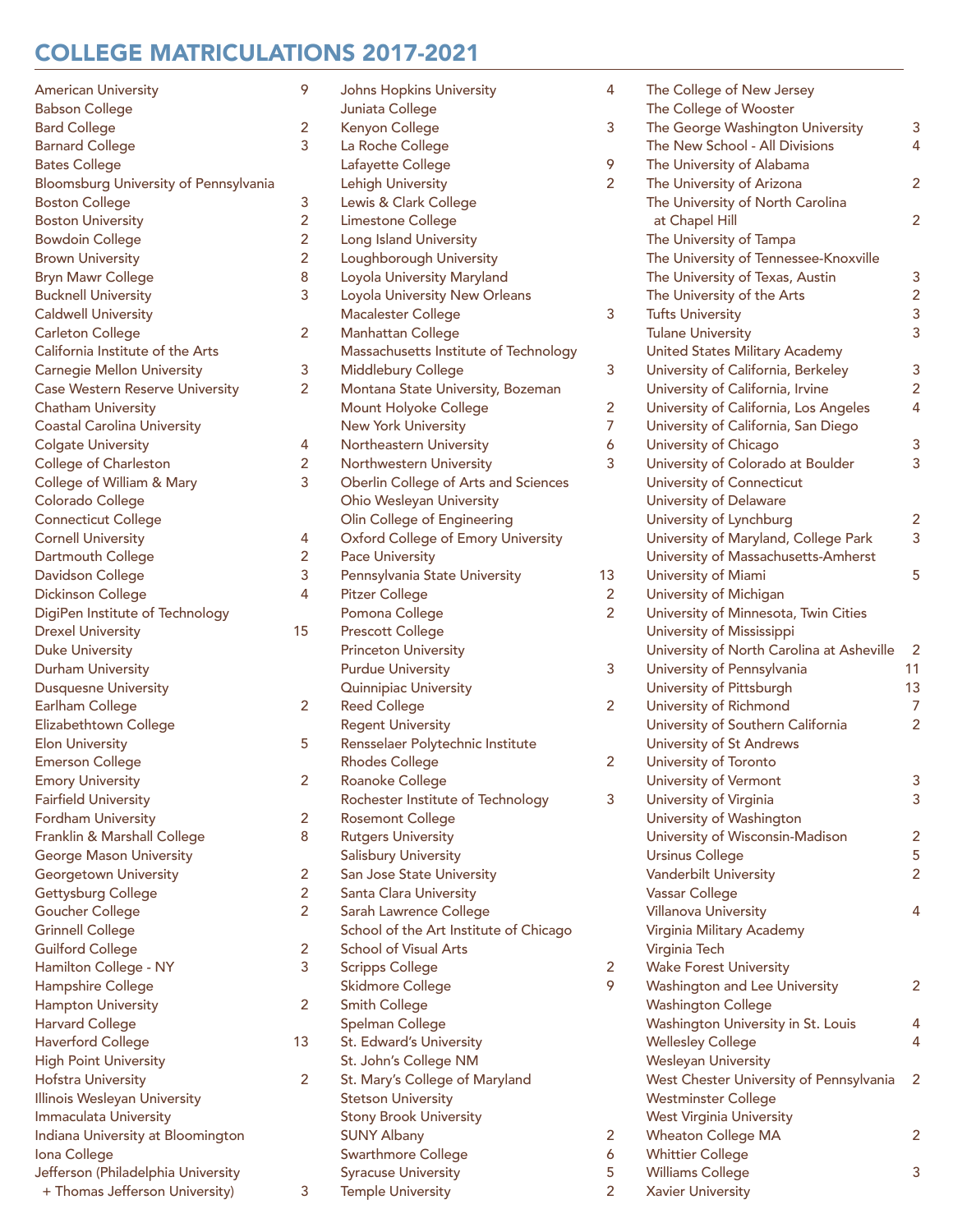# COLLEGE MATRICULATIONS 2017-2021

| | |
|---|---|
| American University | 9 |
| Babson College | |
| Bard College | 2 |
| Barnard College | 3 |
| Bates College | |
| Bloomsburg University of Pennsylvania | |
| Boston College | 3 |
| Boston University | 2 |
| Bowdoin College | 2 |
| Brown University | 2 |
| Bryn Mawr College | 8 |
| Bucknell University | 3 |
| Caldwell University | |
| Carleton College | 2 |
| California Institute of the Arts | |
| Carnegie Mellon University | 3 |
| Case Western Reserve University | 2 |
| Chatham University | |
| Coastal Carolina University | |
| Colgate University | 4 |
| College of Charleston | 2 |
| College of William & Mary | 3 |
| Colorado College | |
| Connecticut College | |
| Cornell University | 4 |
| Dartmouth College | 2 |
| Davidson College | 3 |
| Dickinson College | 4 |
| DigiPen Institute of Technology | |
| Drexel University | 15 |
| Duke University | |
| Durham University | |
| Dusquesne University | |
| Earlham College | 2 |
| Elizabethtown College | |
| Elon University | 5 |
| Emerson College | |
| Emory University | 2 |
| Fairfield University | |
| Fordham University | 2 |
| Franklin & Marshall College | 8 |
| George Mason University | |
| Georgetown University | 2 |
| Gettysburg College | 2 |
| Goucher College | 2 |
| Grinnell College | |
| Guilford College | 2 |
| Hamilton College - NY | 3 |
| Hampshire College | |
| Hampton University | 2 |
| Harvard College | |
| Haverford College | 13 |
| High Point University | |
| Hofstra University | 2 |
| Illinois Wesleyan University | |
| Immaculata University | |
| Indiana University at Bloomington | |
| Iona College | |
| Jefferson (Philadelphia University + Thomas Jefferson University) | 3 |
| Johns Hopkins University | 4 |
| Juniata College | |
| Kenyon College | 3 |
| La Roche College | |
| Lafayette College | 9 |
| Lehigh University | 2 |
| Lewis & Clark College | |
| Limestone College | |
| Long Island University | |
| Loughborough University | |
| Loyola University Maryland | |
| Loyola University New Orleans | |
| Macalester College | 3 |
| Manhattan College | |
| Massachusetts Institute of Technology | |
| Middlebury College | 3 |
| Montana State University, Bozeman | |
| Mount Holyoke College | 2 |
| New York University | 7 |
| Northeastern University | 6 |
| Northwestern University | 3 |
| Oberlin College of Arts and Sciences | |
| Ohio Wesleyan University | |
| Olin College of Engineering | |
| Oxford College of Emory University | |
| Pace University | |
| Pennsylvania State University | 13 |
| Pitzer College | 2 |
| Pomona College | 2 |
| Prescott College | |
| Princeton University | |
| Purdue University | 3 |
| Quinnipiac University | |
| Reed College | 2 |
| Regent University | |
| Rensselaer Polytechnic Institute | |
| Rhodes College | 2 |
| Roanoke College | |
| Rochester Institute of Technology | 3 |
| Rosemont College | |
| Rutgers University | |
| Salisbury University | |
| San Jose State University | |
| Santa Clara University | |
| Sarah Lawrence College | |
| School of the Art Institute of Chicago | |
| School of Visual Arts | |
| Scripps College | 2 |
| Skidmore College | 9 |
| Smith College | |
| Spelman College | |
| St. Edward's University | |
| St. John's College NM | |
| St. Mary's College of Maryland | |
| Stetson University | |
| Stony Brook University | |
| SUNY Albany | 2 |
| Swarthmore College | 6 |
| Syracuse University | 5 |
| Temple University | 2 |
| The College of New Jersey | |
| The College of Wooster | |
| The George Washington University | 3 |
| The New School - All Divisions | 4 |
| The University of Alabama | |
| The University of Arizona | 2 |
| The University of North Carolina at Chapel Hill | 2 |
| The University of Tampa | |
| The University of Tennessee-Knoxville | |
| The University of Texas, Austin | 3 |
| The University of the Arts | 2 |
| Tufts University | 3 |
| Tulane University | 3 |
| United States Military Academy | |
| University of California, Berkeley | 3 |
| University of California, Irvine | 2 |
| University of California, Los Angeles | 4 |
| University of California, San Diego | |
| University of Chicago | 3 |
| University of Colorado at Boulder | 3 |
| University of Connecticut | |
| University of Delaware | |
| University of Lynchburg | 2 |
| University of Maryland, College Park | 3 |
| University of Massachusetts-Amherst | |
| University of Miami | 5 |
| University of Michigan | |
| University of Minnesota, Twin Cities | |
| University of Mississippi | |
| University of North Carolina at Asheville | 2 |
| University of Pennsylvania | 11 |
| University of Pittsburgh | 13 |
| University of Richmond | 7 |
| University of Southern California | 2 |
| University of St Andrews | |
| University of Toronto | |
| University of Vermont | 3 |
| University of Virginia | 3 |
| University of Washington | |
| University of Wisconsin-Madison | 2 |
| Ursinus College | 5 |
| Vanderbilt University | 2 |
| Vassar College | |
| Villanova University | 4 |
| Virginia Military Academy | |
| Virginia Tech | |
| Wake Forest University | |
| Washington and Lee University | 2 |
| Washington College | |
| Washington University in St. Louis | 4 |
| Wellesley College | 4 |
| Wesleyan University | |
| West Chester University of Pennsylvania | 2 |
| Westminster College | |
| West Virginia University | |
| Wheaton College MA | 2 |
| Whittier College | |
| Williams College | 3 |
| Xavier University | |